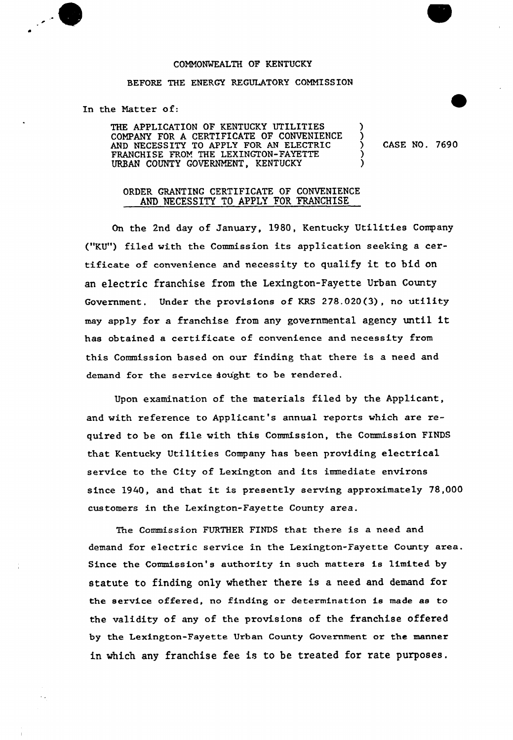COMMONWEALTH OF KENTUCKY

BEFORE THE ENERGY REGULATORY COMMISSION

In the Matter of:

| | | |
|---|---|---|
| THE APPLICATION OF KENTUCKY UTILITIES COMPANY FOR A CERTIFICATE OF CONVENIENCE AND NECESSITY TO APPLY FOR AN ELECTRIC FRANCHISE FROM THE LEXINGTON-FAYETTE URBAN COUNTY GOVERNMENT, KENTUCKY | ) | CASE NO. 7690 |

## ORDER GRANTING CERTIFICATE OF CONVENIENCE AND NECESSITY TO APPLY FOR FRANCHISE

On the 2nd day of January, 1980, Kentucky Utilities Company ("KU") filed with the Commission its application seeking a certificate of convenience and necessity to qualify it to bid on an electric franchise from the Lexington-Fayette Urban County Government. Under the provisions of KRS 278.020(3), no utility may apply for a franchise from any governmental agency until it has obtained a certificate of convenience and necessity from this Commission based on our finding that there is a need and demand for the service sought to be rendered.

Upon examination of the materials filed by the Applicant, and with reference to Applicant's annual reports which are required to be on file with this Commission, the Commission FINDS that Kentucky Utilities Company has been providing electrical service to the City of Lexington and its immediate environs since 1940, and that it is presently serving approximately 78,000 customers in the Lexington-Fayette County area.

The Commission FURTHER FINDS that there is a need and demand for electric service in the Lexington-Fayette County area. Since the Commission's authority in such matters is limited by statute to finding only whether there is a need and demand for the service offered, no finding or determination is made as to the validity of any of the provisions of the franchise offered by the Lexington-Fayette Urban County Government or the manner in which any franchise fee is to be treated for rate purposes.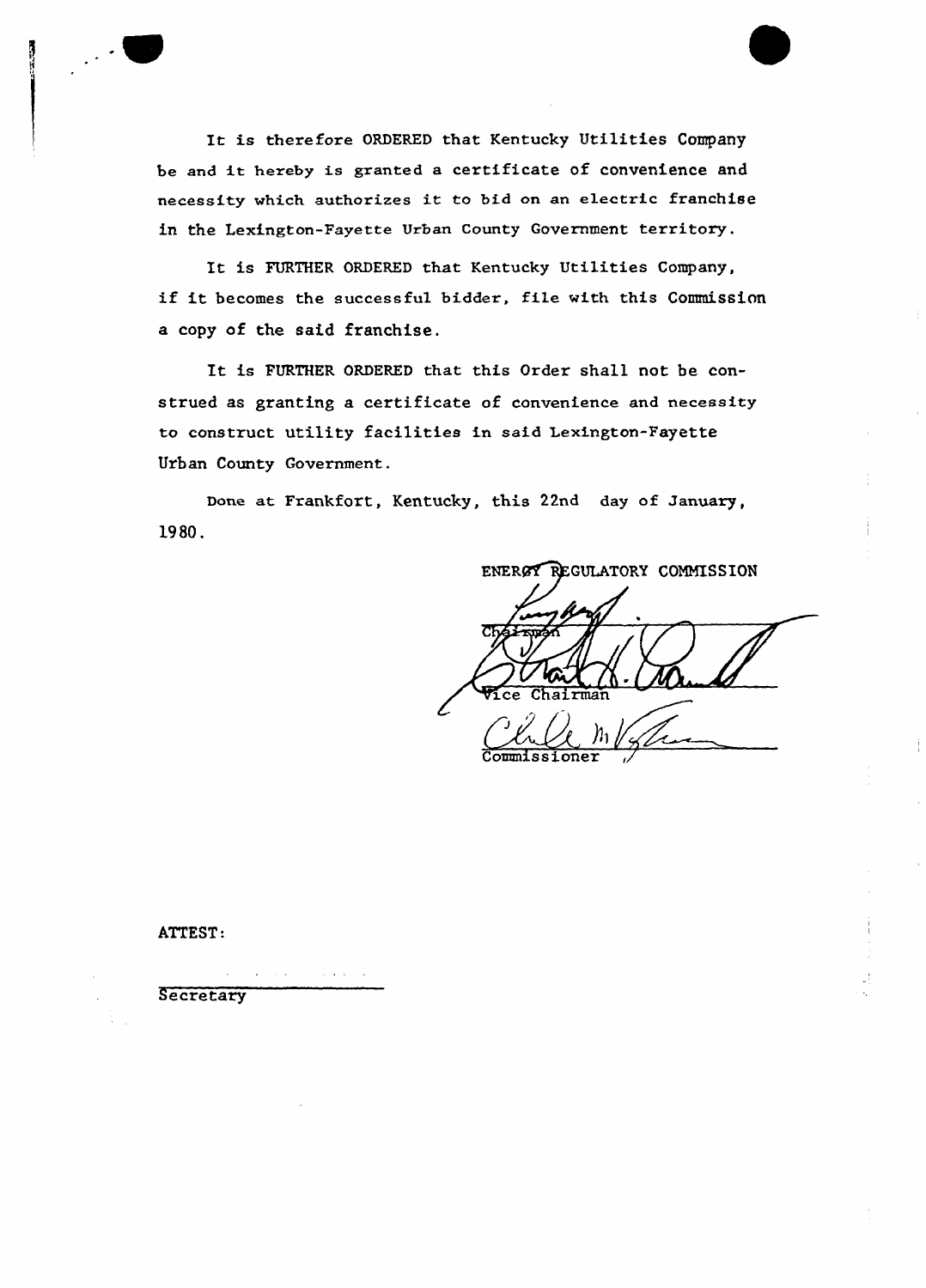It is therefore ORDERED that Kentucky Utilities Company be and it hereby is granted a certificate of convenience and necessity which authorizes it to bid on an electric franchise in the Lexington-Fayette Urban County Government territory.

It is FURTHER ORDERED that Kentucky Utilities Company, if it becomes the successful bidder, file with this Commission a copy of the said franchise.

It is FURTHER ORDERED that this Order shall not be construed as granting a certificate of convenience and necessity to construct utility facilities in said Lexington-Fayette Urban County Government.

Done at Frankfort, Kentucky, this 22nd day of January, 1980.

ENERGY REGULATORY COMMISSION

Chairman

Vice Chairman

Commissioner

ATTEST:

Secretary